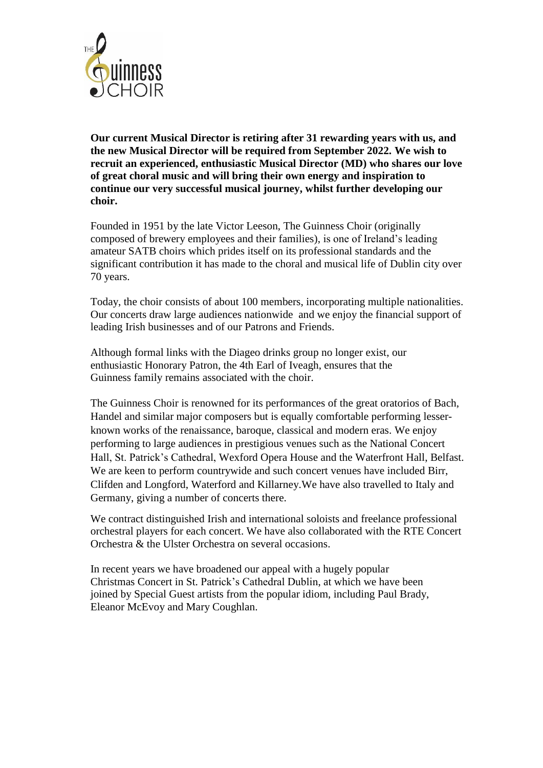**Our current Musical Director is retiring after 31 rewarding years with us, and the new Musical Director will be required from September 2022. We wish to recruit an experienced, enthusiastic Musical Director (MD) who shares our love of great choral music and will bring their own energy and inspiration to continue our very successful musical journey, whilst further developing our choir.**

Founded in 1951 by the late Victor Leeson, The Guinness Choir (originally composed of brewery employees and their families), is one of Ireland's leading amateur SATB choirs which prides itself on its professional standards and the significant contribution it has made to the choral and musical life of Dublin city over 70 years.

Today, the choir consists of about 100 members, incorporating multiple nationalities. Our concerts draw large audiences nationwide and we enjoy the financial support of leading Irish businesses and of our Patrons and Friends.

Although formal links with the Diageo drinks group no longer exist, our enthusiastic Honorary Patron, the 4th Earl of Iveagh, ensures that the Guinness family remains associated with the choir.

The Guinness Choir is renowned for its performances of the great oratorios of Bach, Handel and similar major composers but is equally comfortable performing lesser-known works of the renaissance, baroque, classical and modern eras. We enjoy performing to large audiences in prestigious venues such as the National Concert Hall, St. Patrick's Cathedral, Wexford Opera House and the Waterfront Hall, Belfast. We are keen to perform countrywide and such concert venues have included Birr, Clifden and Longford, Waterford and Killarney.We have also travelled to Italy and Germany, giving a number of concerts there.

We contract distinguished Irish and international soloists and freelance professional orchestral players for each concert. We have also collaborated with the RTE Concert Orchestra & the Ulster Orchestra on several occasions.

In recent years we have broadened our appeal with a hugely popular Christmas Concert in St. Patrick's Cathedral Dublin, at which we have been joined by Special Guest artists from the popular idiom, including Paul Brady, Eleanor McEvoy and Mary Coughlan.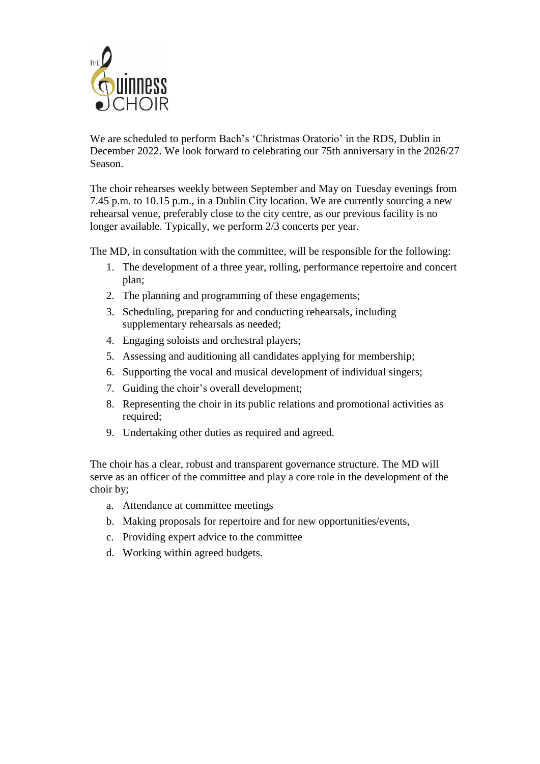We are scheduled to perform Bach's 'Christmas Oratorio' in the RDS, Dublin in December 2022. We look forward to celebrating our 75th anniversary in the 2026/27 Season.

The choir rehearses weekly between September and May on Tuesday evenings from 7.45 p.m. to 10.15 p.m., in a Dublin City location. We are currently sourcing a new rehearsal venue, preferably close to the city centre, as our previous facility is no longer available. Typically, we perform 2/3 concerts per year.

The MD, in consultation with the committee, will be responsible for the following:

1. The development of a three year, rolling, performance repertoire and concert plan;
2. The planning and programming of these engagements;
3. Scheduling, preparing for and conducting rehearsals, including supplementary rehearsals as needed;
4. Engaging soloists and orchestral players;
5. Assessing and auditioning all candidates applying for membership;
6. Supporting the vocal and musical development of individual singers;
7. Guiding the choir's overall development;
8. Representing the choir in its public relations and promotional activities as required;
9. Undertaking other duties as required and agreed.

The choir has a clear, robust and transparent governance structure. The MD will serve as an officer of the committee and play a core role in the development of the choir by;

a. Attendance at committee meetings
b. Making proposals for repertoire and for new opportunities/events,
c. Providing expert advice to the committee
d. Working within agreed budgets.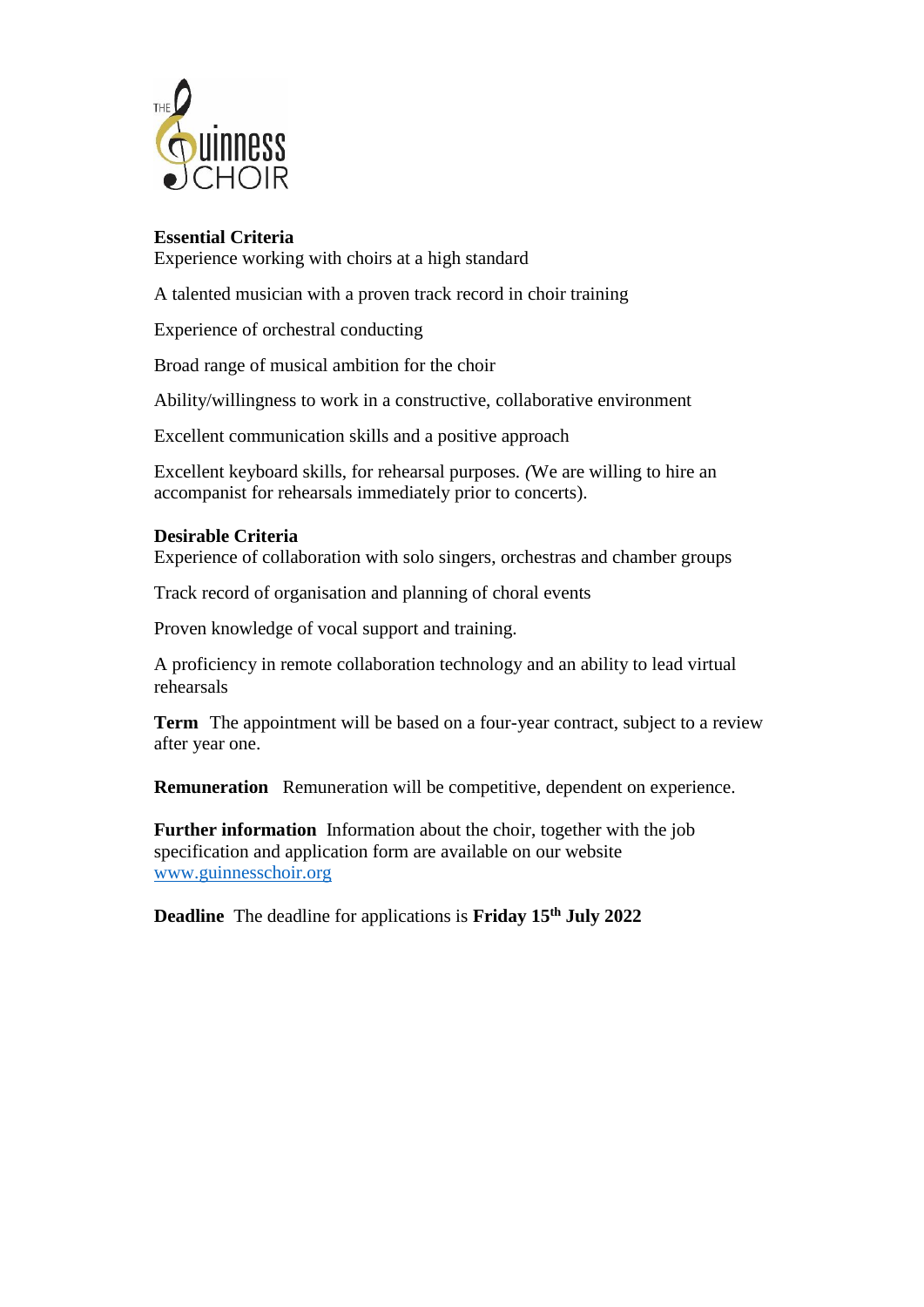**Essential Criteria**
Experience working with choirs at a high standard

A talented musician with a proven track record in choir training

Experience of orchestral conducting

Broad range of musical ambition for the choir

Ability/willingness to work in a constructive, collaborative environment

Excellent communication skills and a positive approach

Excellent keyboard skills, for rehearsal purposes. (We are willing to hire an accompanist for rehearsals immediately prior to concerts).

**Desirable Criteria**
Experience of collaboration with solo singers, orchestras and chamber groups

Track record of organisation and planning of choral events

Proven knowledge of vocal support and training.

A proficiency in remote collaboration technology and an ability to lead virtual rehearsals

**Term** The appointment will be based on a four-year contract, subject to a review after year one.

**Remuneration** Remuneration will be competitive, dependent on experience.

**Further information** Information about the choir, together with the job specification and application form are available on our website [www.guinnesschoir.org](http://www.guinnesschoir.org)

**Deadline** The deadline for applications is **Friday 15th July 2022**